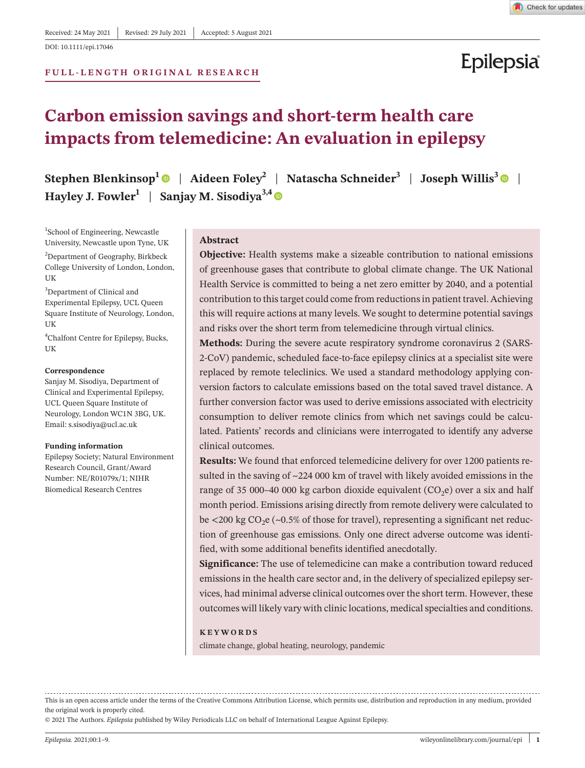Received: 24 May 2021 | Revised: 29 July 2021 | Accepted: 5 August 2021

DOI: 10.1111/epi.17046

FULL-LENGTH ORIGINAL RESEARCH

# Carbon emission savings and short-term health care impacts from telemedicine: An evaluation in epilepsy

**Stephen Blenkinsop**[1] | **Aideen Foley**[2] | **Natascha Schneider**[3] | **Joseph Willis**[3] | **Hayley J. Fowler**[1] | **Sanjay M. Sisodiya**[3,4]

[1]School of Engineering, Newcastle University, Newcastle upon Tyne, UK

[2]Department of Geography, Birkbeck College University of London, London, UK

[3]Department of Clinical and Experimental Epilepsy, UCL Queen Square Institute of Neurology, London, UK

[4]Chalfont Centre for Epilepsy, Bucks, UK

**Correspondence**
Sanjay M. Sisodiya, Department of Clinical and Experimental Epilepsy, UCL Queen Square Institute of Neurology, London WC1N 3BG, UK.
Email: s.sisodiya@ucl.ac.uk

**Funding information**
Epilepsy Society; Natural Environment Research Council, Grant/Award Number: NE/R01079x/1; NIHR Biomedical Research Centres

## Abstract

**Objective:** Health systems make a sizeable contribution to national emissions of greenhouse gases that contribute to global climate change. The UK National Health Service is committed to being a net zero emitter by 2040, and a potential contribution to this target could come from reductions in patient travel. Achieving this will require actions at many levels. We sought to determine potential savings and risks over the short term from telemedicine through virtual clinics.

**Methods:** During the severe acute respiratory syndrome coronavirus 2 (SARS-2-CoV) pandemic, scheduled face-to-face epilepsy clinics at a specialist site were replaced by remote teleclinics. We used a standard methodology applying conversion factors to calculate emissions based on the total saved travel distance. A further conversion factor was used to derive emissions associated with electricity consumption to deliver remote clinics from which net savings could be calculated. Patients' records and clinicians were interrogated to identify any adverse clinical outcomes.

**Results:** We found that enforced telemedicine delivery for over 1200 patients resulted in the saving of ~224 000 km of travel with likely avoided emissions in the range of 35 000–40 000 kg carbon dioxide equivalent ($CO_2e$) over a six and half month period. Emissions arising directly from remote delivery were calculated to be <200 kg $CO_2e$ (~0.5% of those for travel), representing a significant net reduction of greenhouse gas emissions. Only one direct adverse outcome was identified, with some additional benefits identified anecdotally.

**Significance:** The use of telemedicine can make a contribution toward reduced emissions in the health care sector and, in the delivery of specialized epilepsy services, had minimal adverse clinical outcomes over the short term. However, these outcomes will likely vary with clinic locations, medical specialties and conditions.

**KEYWORDS**

climate change, global heating, neurology, pandemic

This is an open access article under the terms of the Creative Commons Attribution License, which permits use, distribution and reproduction in any medium, provided the original work is properly cited.
© 2021 The Authors. *Epilepsia* published by Wiley Periodicals LLC on behalf of International League Against Epilepsy.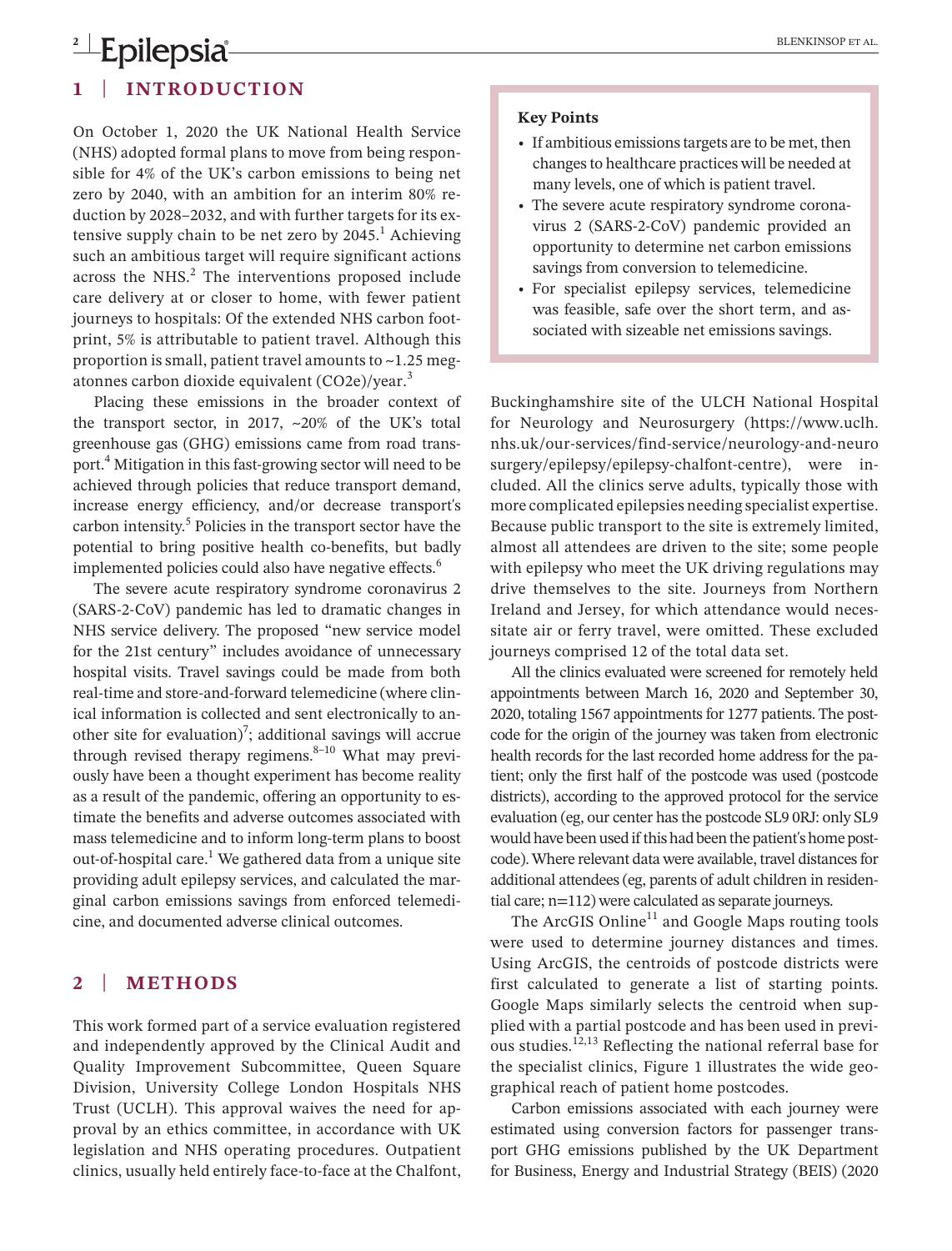## 1 | INTRODUCTION

On October 1, 2020 the UK National Health Service (NHS) adopted formal plans to move from being responsible for 4% of the UK's carbon emissions to being net zero by 2040, with an ambition for an interim 80% reduction by 2028–2032, and with further targets for its extensive supply chain to be net zero by 2045.[1] Achieving such an ambitious target will require significant actions across the NHS.[2] The interventions proposed include care delivery at or closer to home, with fewer patient journeys to hospitals: Of the extended NHS carbon footprint, 5% is attributable to patient travel. Although this proportion is small, patient travel amounts to ~1.25 megatonnes carbon dioxide equivalent ($CO_2e$)/year.[3]

Placing these emissions in the broader context of the transport sector, in 2017, ~20% of the UK's total greenhouse gas (GHG) emissions came from road transport.[4] Mitigation in this fast-growing sector will need to be achieved through policies that reduce transport demand, increase energy efficiency, and/or decrease transport's carbon intensity.[5] Policies in the transport sector have the potential to bring positive health co-benefits, but badly implemented policies could also have negative effects.[6]

The severe acute respiratory syndrome coronavirus 2 (SARS-2-CoV) pandemic has led to dramatic changes in NHS service delivery. The proposed "new service model for the 21st century" includes avoidance of unnecessary hospital visits. Travel savings could be made from both real-time and store-and-forward telemedicine (where clinical information is collected and sent electronically to another site for evaluation)[7]; additional savings will accrue through revised therapy regimens.[8–10] What may previously have been a thought experiment has become reality as a result of the pandemic, offering an opportunity to estimate the benefits and adverse outcomes associated with mass telemedicine and to inform long-term plans to boost out-of-hospital care.[1] We gathered data from a unique site providing adult epilepsy services, and calculated the marginal carbon emissions savings from enforced telemedicine, and documented adverse clinical outcomes.

> **Key Points**
>
> - If ambitious emissions targets are to be met, then changes to healthcare practices will be needed at many levels, one of which is patient travel.
> - The severe acute respiratory syndrome coronavirus 2 (SARS-2-CoV) pandemic provided an opportunity to determine net carbon emissions savings from conversion to telemedicine.
> - For specialist epilepsy services, telemedicine was feasible, safe over the short term, and associated with sizeable net emissions savings.

## 2 | METHODS

This work formed part of a service evaluation registered and independently approved by the Clinical Audit and Quality Improvement Subcommittee, Queen Square Division, University College London Hospitals NHS Trust (UCLH). This approval waives the need for approval by an ethics committee, in accordance with UK legislation and NHS operating procedures. Outpatient clinics, usually held entirely face-to-face at the Chalfont, Buckinghamshire site of the ULCH National Hospital for Neurology and Neurosurgery (https://www.uclh.nhs.uk/our-services/find-service/neurology-and-neurosurgery/epilepsy/epilepsy-chalfont-centre), were included. All the clinics serve adults, typically those with more complicated epilepsies needing specialist expertise. Because public transport to the site is extremely limited, almost all attendees are driven to the site; some people with epilepsy who meet the UK driving regulations may drive themselves to the site. Journeys from Northern Ireland and Jersey, for which attendance would necessitate air or ferry travel, were omitted. These excluded journeys comprised 12 of the total data set.

All the clinics evaluated were screened for remotely held appointments between March 16, 2020 and September 30, 2020, totaling 1567 appointments for 1277 patients. The postcode for the origin of the journey was taken from electronic health records for the last recorded home address for the patient; only the first half of the postcode was used (postcode districts), according to the approved protocol for the service evaluation (eg, our center has the postcode SL9 0RJ: only SL9 would have been used if this had been the patient's home postcode). Where relevant data were available, travel distances for additional attendees (eg, parents of adult children in residential care; n=112) were calculated as separate journeys.

The ArcGIS Online[11] and Google Maps routing tools were used to determine journey distances and times. Using ArcGIS, the centroids of postcode districts were first calculated to generate a list of starting points. Google Maps similarly selects the centroid when supplied with a partial postcode and has been used in previous studies.[12,13] Reflecting the national referral base for the specialist clinics, Figure 1 illustrates the wide geographical reach of patient home postcodes.

Carbon emissions associated with each journey were estimated using conversion factors for passenger transport GHG emissions published by the UK Department for Business, Energy and Industrial Strategy (BEIS) (2020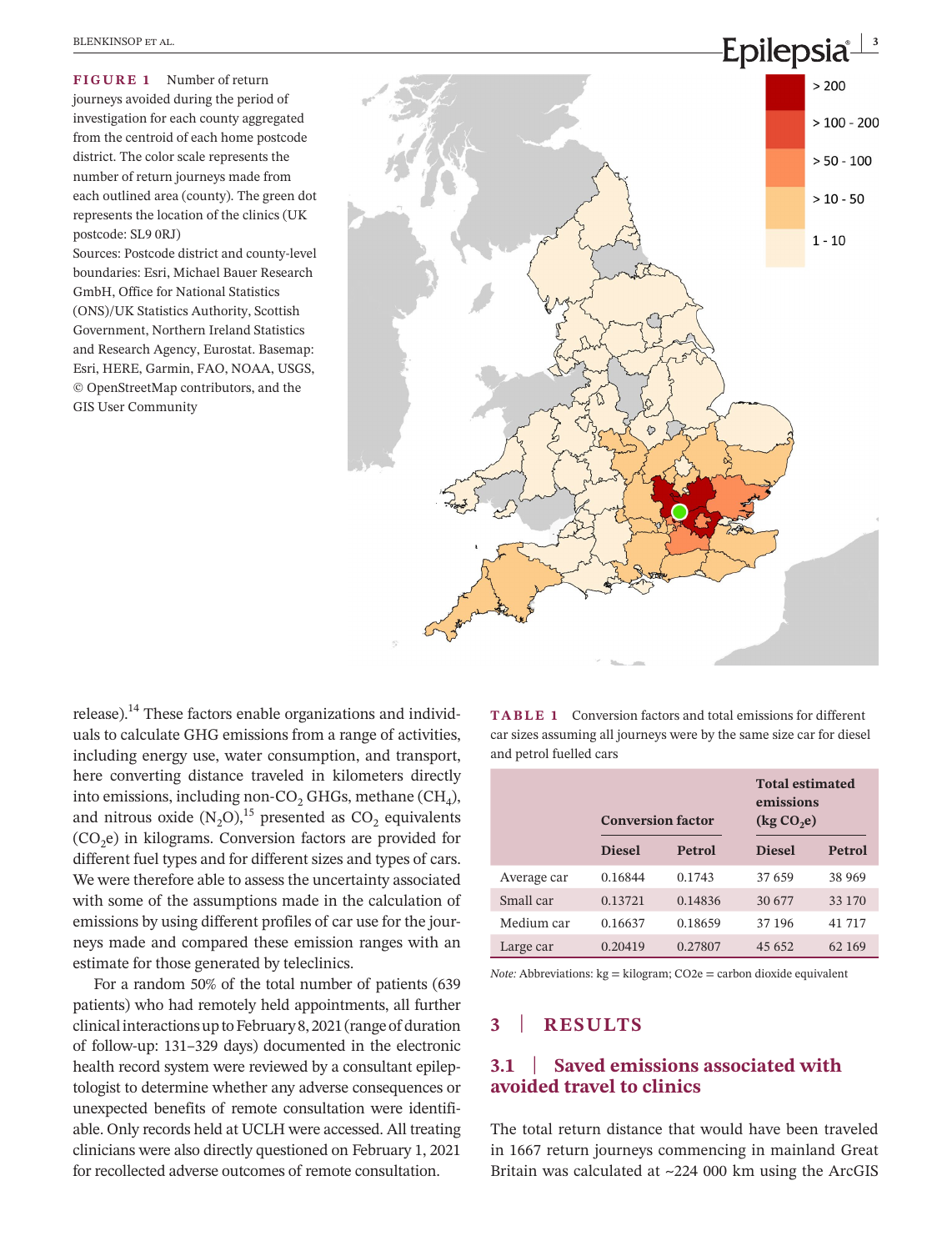**FIGURE 1** Number of return journeys avoided during the period of investigation for each county aggregated from the centroid of each home postcode district. The color scale represents the number of return journeys made from each outlined area (county). The green dot represents the location of the clinics (UK postcode: SL9 0RJ)
Sources: Postcode district and county-level boundaries: Esri, Michael Bauer Research GmbH, Office for National Statistics (ONS)/UK Statistics Authority, Scottish Government, Northern Ireland Statistics and Research Agency, Eurostat. Basemap: Esri, HERE, Garmin, FAO, NOAA, USGS, © OpenStreetMap contributors, and the GIS User Community

release).[14] These factors enable organizations and individuals to calculate GHG emissions from a range of activities, including energy use, water consumption, and transport, here converting distance traveled in kilometers directly into emissions, including non-$CO_2$ GHGs, methane ($CH_4$), and nitrous oxide ($N_2O$),[15] presented as $CO_2$ equivalents ($CO_2e$) in kilograms. Conversion factors are provided for different fuel types and for different sizes and types of cars. We were therefore able to assess the uncertainty associated with some of the assumptions made in the calculation of emissions by using different profiles of car use for the journeys made and compared these emission ranges with an estimate for those generated by teleclinics.

For a random 50% of the total number of patients (639 patients) who had remotely held appointments, all further clinical interactions up to February 8, 2021 (range of duration of follow-up: 131–329 days) documented in the electronic health record system were reviewed by a consultant epileptologist to determine whether any adverse consequences or unexpected benefits of remote consultation were identifiable. Only records held at UCLH were accessed. All treating clinicians were also directly questioned on February 1, 2021 for recollected adverse outcomes of remote consultation.

**TABLE 1** Conversion factors and total emissions for different car sizes assuming all journeys were by the same size car for diesel and petrol fuelled cars

| | Conversion factor | | Total estimated emissions (kg $CO_2e$) | |
|---|---|---|---|---|
| | Diesel | Petrol | Diesel | Petrol |
| Average car | 0.16844 | 0.1743 | 37 659 | 38 969 |
| Small car | 0.13721 | 0.14836 | 30 677 | 33 170 |
| Medium car | 0.16637 | 0.18659 | 37 196 | 41 717 |
| Large car | 0.20419 | 0.27807 | 45 652 | 62 169 |

*Note:* Abbreviations: kg = kilogram; CO2e = carbon dioxide equivalent

## 3 | RESULTS

### 3.1 | Saved emissions associated with avoided travel to clinics

The total return distance that would have been traveled in 1667 return journeys commencing in mainland Great Britain was calculated at ~224 000 km using the ArcGIS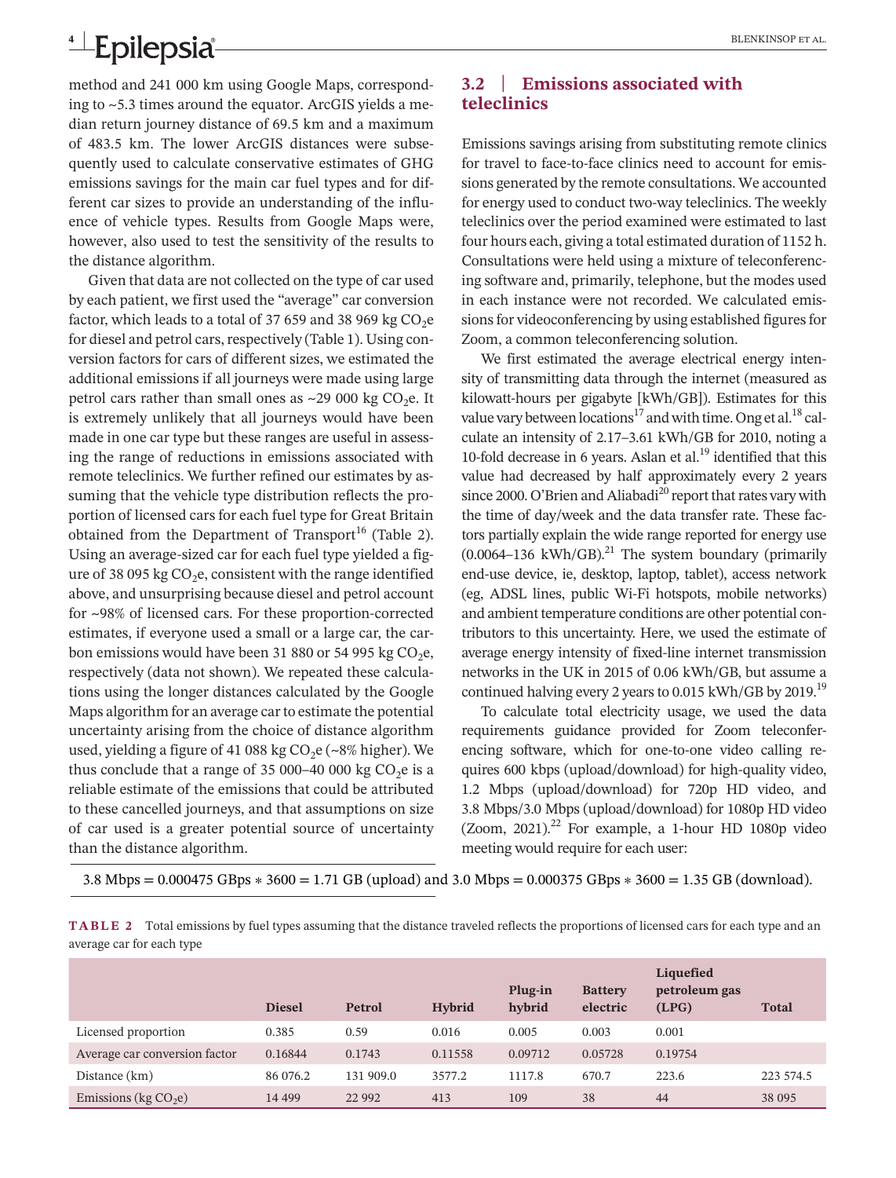method and 241 000 km using Google Maps, corresponding to ~5.3 times around the equator. ArcGIS yields a median return journey distance of 69.5 km and a maximum of 483.5 km. The lower ArcGIS distances were subsequently used to calculate conservative estimates of GHG emissions savings for the main car fuel types and for different car sizes to provide an understanding of the influence of vehicle types. Results from Google Maps were, however, also used to test the sensitivity of the results to the distance algorithm.

Given that data are not collected on the type of car used by each patient, we first used the "average" car conversion factor, which leads to a total of 37 659 and 38 969 kg $CO_2$e for diesel and petrol cars, respectively (Table 1). Using conversion factors for cars of different sizes, we estimated the additional emissions if all journeys were made using large petrol cars rather than small ones as ~29 000 kg $CO_2$e. It is extremely unlikely that all journeys would have been made in one car type but these ranges are useful in assessing the range of reductions in emissions associated with remote teleclinics. We further refined our estimates by assuming that the vehicle type distribution reflects the proportion of licensed cars for each fuel type for Great Britain obtained from the Department of Transport[16] (Table 2). Using an average-sized car for each fuel type yielded a figure of 38 095 kg $CO_2$e, consistent with the range identified above, and unsurprising because diesel and petrol account for ~98% of licensed cars. For these proportion-corrected estimates, if everyone used a small or a large car, the carbon emissions would have been 31 880 or 54 995 kg $CO_2$e, respectively (data not shown). We repeated these calculations using the longer distances calculated by the Google Maps algorithm for an average car to estimate the potential uncertainty arising from the choice of distance algorithm used, yielding a figure of 41 088 kg $CO_2$e (~8% higher). We thus conclude that a range of 35 000–40 000 kg $CO_2$e is a reliable estimate of the emissions that could be attributed to these cancelled journeys, and that assumptions on size of car used is a greater potential source of uncertainty than the distance algorithm.

## 3.2 | Emissions associated with teleclinics

Emissions savings arising from substituting remote clinics for travel to face-to-face clinics need to account for emissions generated by the remote consultations. We accounted for energy used to conduct two-way teleclinics. The weekly teleclinics over the period examined were estimated to last four hours each, giving a total estimated duration of 1152 h. Consultations were held using a mixture of teleconferencing software and, primarily, telephone, but the modes used in each instance were not recorded. We calculated emissions for videoconferencing by using established figures for Zoom, a common teleconferencing solution.

We first estimated the average electrical energy intensity of transmitting data through the internet (measured as kilowatt-hours per gigabyte [kWh/GB]). Estimates for this value vary between locations[17] and with time. Ong et al.[18] calculate an intensity of 2.17–3.61 kWh/GB for 2010, noting a 10-fold decrease in 6 years. Aslan et al.[19] identified that this value had decreased by half approximately every 2 years since 2000. O'Brien and Aliabadi[20] report that rates vary with the time of day/week and the data transfer rate. These factors partially explain the wide range reported for energy use (0.0064–136 kWh/GB).[21] The system boundary (primarily end-use device, ie, desktop, laptop, tablet), access network (eg, ADSL lines, public Wi-Fi hotspots, mobile networks) and ambient temperature conditions are other potential contributors to this uncertainty. Here, we used the estimate of average energy intensity of fixed-line internet transmission networks in the UK in 2015 of 0.06 kWh/GB, but assume a continued halving every 2 years to 0.015 kWh/GB by 2019.[19]

To calculate total electricity usage, we used the data requirements guidance provided for Zoom teleconferencing software, which for one-to-one video calling requires 600 kbps (upload/download) for high-quality video, 1.2 Mbps (upload/download) for 720p HD video, and 3.8 Mbps/3.0 Mbps (upload/download) for 1080p HD video (Zoom, 2021).[22] For example, a 1-hour HD 1080p video meeting would require for each user:

$$3.8\ \text{Mbps} = 0.000475\ \text{GBps} * 3600 = 1.71\ \text{GB (upload) and } 3.0\ \text{Mbps} = 0.000375\ \text{GBps} * 3600 = 1.35\ \text{GB (download)}.$$

**TABLE 2** Total emissions by fuel types assuming that the distance traveled reflects the proportions of licensed cars for each type and an average car for each type

| | Diesel | Petrol | Hybrid | Plug-in hybrid | Battery electric | Liquefied petroleum gas (LPG) | Total |
|---|---|---|---|---|---|---|---|
| Licensed proportion | 0.385 | 0.59 | 0.016 | 0.005 | 0.003 | 0.001 | |
| Average car conversion factor | 0.16844 | 0.1743 | 0.11558 | 0.09712 | 0.05728 | 0.19754 | |
| Distance (km) | 86 076.2 | 131 909.0 | 3577.2 | 1117.8 | 670.7 | 223.6 | 223 574.5 |
| Emissions (kg $CO_2$e) | 14 499 | 22 992 | 413 | 109 | 38 | 44 | 38 095 |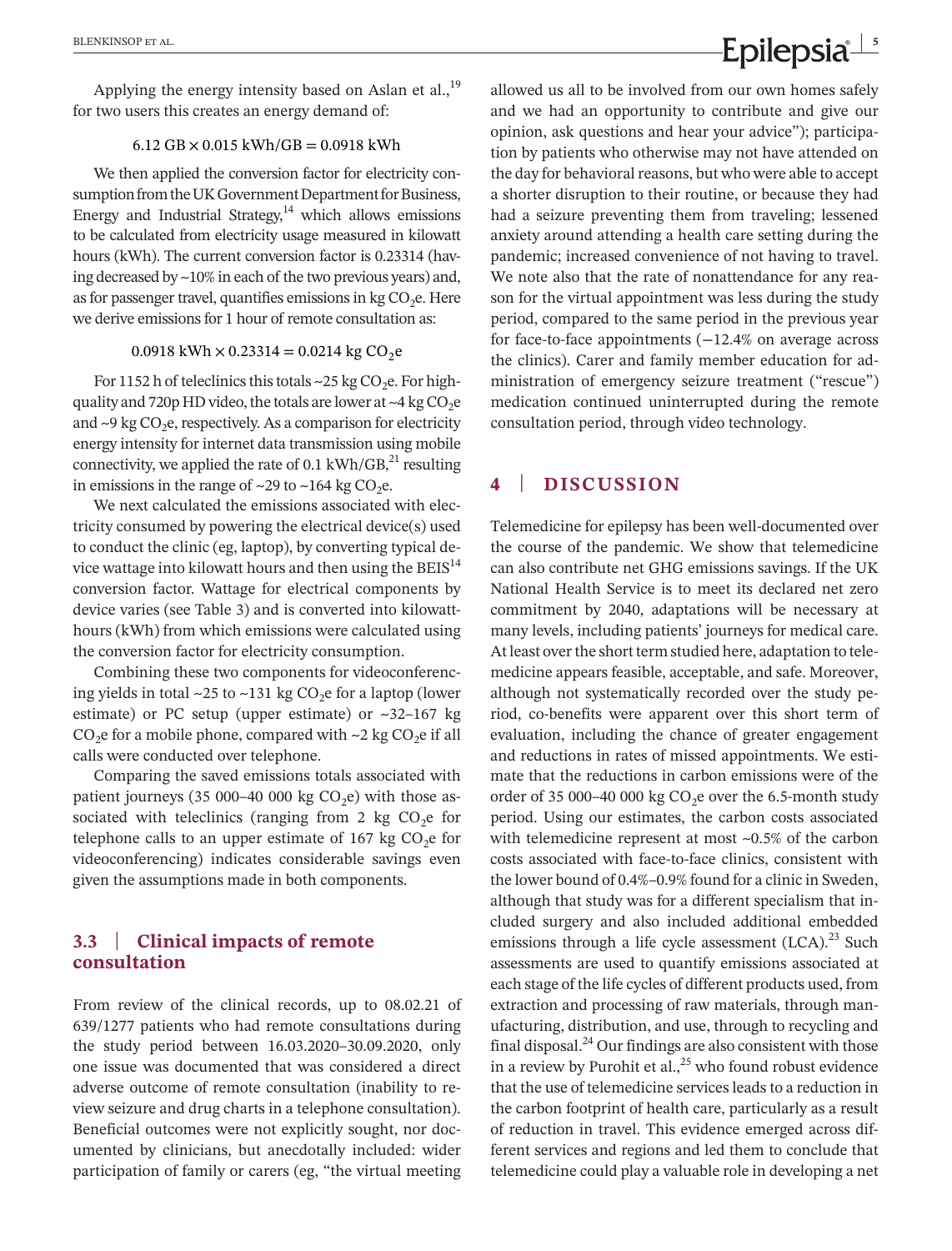Applying the energy intensity based on Aslan et al.,[19] for two users this creates an energy demand of:

$$6.12 \text{ GB} \times 0.015 \text{ kWh/GB} = 0.0918 \text{ kWh}$$

We then applied the conversion factor for electricity consumption from the UK Government Department for Business, Energy and Industrial Strategy,[14] which allows emissions to be calculated from electricity usage measured in kilowatt hours (kWh). The current conversion factor is 0.23314 (having decreased by ~10% in each of the two previous years) and, as for passenger travel, quantifies emissions in kg $CO_2$e. Here we derive emissions for 1 hour of remote consultation as:

$$0.0918 \text{ kWh} \times 0.23314 = 0.0214 \text{ kg } CO_2\text{e}$$

For 1152 h of teleclinics this totals ~25 kg $CO_2$e. For high-quality and 720p HD video, the totals are lower at ~4 kg $CO_2$e and ~9 kg $CO_2$e, respectively. As a comparison for electricity energy intensity for internet data transmission using mobile connectivity, we applied the rate of 0.1 kWh/GB,[21] resulting in emissions in the range of ~29 to ~164 kg $CO_2$e.

We next calculated the emissions associated with electricity consumed by powering the electrical device(s) used to conduct the clinic (eg, laptop), by converting typical device wattage into kilowatt hours and then using the BEIS[14] conversion factor. Wattage for electrical components by device varies (see Table 3) and is converted into kilowatt-hours (kWh) from which emissions were calculated using the conversion factor for electricity consumption.

Combining these two components for videoconferencing yields in total ~25 to ~131 kg $CO_2$e for a laptop (lower estimate) or PC setup (upper estimate) or ~32–167 kg $CO_2$e for a mobile phone, compared with ~2 kg $CO_2$e if all calls were conducted over telephone.

Comparing the saved emissions totals associated with patient journeys (35 000–40 000 kg $CO_2$e) with those associated with teleclinics (ranging from 2 kg $CO_2$e for telephone calls to an upper estimate of 167 kg $CO_2$e for videoconferencing) indicates considerable savings even given the assumptions made in both components.

### 3.3 | Clinical impacts of remote consultation

From review of the clinical records, up to 08.02.21 of 639/1277 patients who had remote consultations during the study period between 16.03.2020–30.09.2020, only one issue was documented that was considered a direct adverse outcome of remote consultation (inability to review seizure and drug charts in a telephone consultation). Beneficial outcomes were not explicitly sought, nor documented by clinicians, but anecdotally included: wider participation of family or carers (eg, "the virtual meeting allowed us all to be involved from our own homes safely and we had an opportunity to contribute and give our opinion, ask questions and hear your advice"); participation by patients who otherwise may not have attended on the day for behavioral reasons, but who were able to accept a shorter disruption to their routine, or because they had had a seizure preventing them from traveling; lessened anxiety around attending a health care setting during the pandemic; increased convenience of not having to travel. We note also that the rate of nonattendance for any reason for the virtual appointment was less during the study period, compared to the same period in the previous year for face-to-face appointments (−12.4% on average across the clinics). Carer and family member education for administration of emergency seizure treatment ("rescue") medication continued uninterrupted during the remote consultation period, through video technology.

## 4 | DISCUSSION

Telemedicine for epilepsy has been well-documented over the course of the pandemic. We show that telemedicine can also contribute net GHG emissions savings. If the UK National Health Service is to meet its declared net zero commitment by 2040, adaptations will be necessary at many levels, including patients' journeys for medical care. At least over the short term studied here, adaptation to telemedicine appears feasible, acceptable, and safe. Moreover, although not systematically recorded over the study period, co-benefits were apparent over this short term of evaluation, including the chance of greater engagement and reductions in rates of missed appointments. We estimate that the reductions in carbon emissions were of the order of 35 000–40 000 kg $CO_2$e over the 6.5-month study period. Using our estimates, the carbon costs associated with telemedicine represent at most ~0.5% of the carbon costs associated with face-to-face clinics, consistent with the lower bound of 0.4%–0.9% found for a clinic in Sweden, although that study was for a different specialism that included surgery and also included additional embedded emissions through a life cycle assessment (LCA).[23] Such assessments are used to quantify emissions associated at each stage of the life cycles of different products used, from extraction and processing of raw materials, through manufacturing, distribution, and use, through to recycling and final disposal.[24] Our findings are also consistent with those in a review by Purohit et al.,[25] who found robust evidence that the use of telemedicine services leads to a reduction in the carbon footprint of health care, particularly as a result of reduction in travel. This evidence emerged across different services and regions and led them to conclude that telemedicine could play a valuable role in developing a net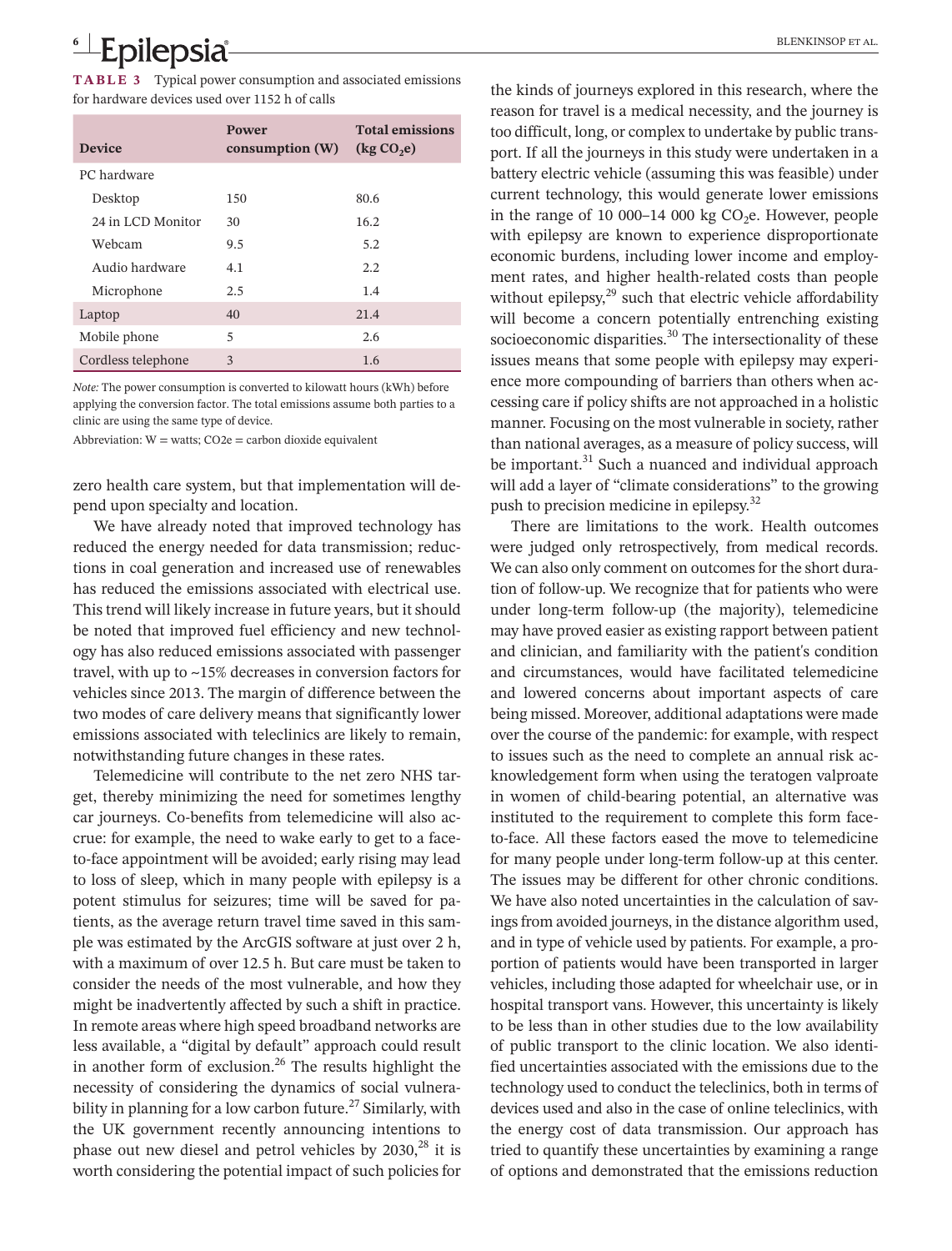**TABLE 3** Typical power consumption and associated emissions for hardware devices used over 1152 h of calls

| Device | Power consumption (W) | Total emissions (kg $CO_2$e) |
|---|---|---|
| PC hardware | | |
| Desktop | 150 | 80.6 |
| 24 in LCD Monitor | 30 | 16.2 |
| Webcam | 9.5 | 5.2 |
| Audio hardware | 4.1 | 2.2 |
| Microphone | 2.5 | 1.4 |
| Laptop | 40 | 21.4 |
| Mobile phone | 5 | 2.6 |
| Cordless telephone | 3 | 1.6 |

*Note:* The power consumption is converted to kilowatt hours (kWh) before applying the conversion factor. The total emissions assume both parties to a clinic are using the same type of device.

Abbreviation: W = watts; CO2e = carbon dioxide equivalent

zero health care system, but that implementation will depend upon specialty and location.

We have already noted that improved technology has reduced the energy needed for data transmission; reductions in coal generation and increased use of renewables has reduced the emissions associated with electrical use. This trend will likely increase in future years, but it should be noted that improved fuel efficiency and new technology has also reduced emissions associated with passenger travel, with up to ~15% decreases in conversion factors for vehicles since 2013. The margin of difference between the two modes of care delivery means that significantly lower emissions associated with teleclinics are likely to remain, notwithstanding future changes in these rates.

Telemedicine will contribute to the net zero NHS target, thereby minimizing the need for sometimes lengthy car journeys. Co-benefits from telemedicine will also accrue: for example, the need to wake early to get to a face-to-face appointment will be avoided; early rising may lead to loss of sleep, which in many people with epilepsy is a potent stimulus for seizures; time will be saved for patients, as the average return travel time saved in this sample was estimated by the ArcGIS software at just over 2 h, with a maximum of over 12.5 h. But care must be taken to consider the needs of the most vulnerable, and how they might be inadvertently affected by such a shift in practice. In remote areas where high speed broadband networks are less available, a "digital by default" approach could result in another form of exclusion.[26] The results highlight the necessity of considering the dynamics of social vulnerability in planning for a low carbon future.[27] Similarly, with the UK government recently announcing intentions to phase out new diesel and petrol vehicles by 2030,[28] it is worth considering the potential impact of such policies for the kinds of journeys explored in this research, where the reason for travel is a medical necessity, and the journey is too difficult, long, or complex to undertake by public transport. If all the journeys in this study were undertaken in a battery electric vehicle (assuming this was feasible) under current technology, this would generate lower emissions in the range of 10 000–14 000 kg $CO_2$e. However, people with epilepsy are known to experience disproportionate economic burdens, including lower income and employment rates, and higher health-related costs than people without epilepsy,[29] such that electric vehicle affordability will become a concern potentially entrenching existing socioeconomic disparities.[30] The intersectionality of these issues means that some people with epilepsy may experience more compounding of barriers than others when accessing care if policy shifts are not approached in a holistic manner. Focusing on the most vulnerable in society, rather than national averages, as a measure of policy success, will be important.[31] Such a nuanced and individual approach will add a layer of "climate considerations" to the growing push to precision medicine in epilepsy.[32]

There are limitations to the work. Health outcomes were judged only retrospectively, from medical records. We can also only comment on outcomes for the short duration of follow-up. We recognize that for patients who were under long-term follow-up (the majority), telemedicine may have proved easier as existing rapport between patient and clinician, and familiarity with the patient's condition and circumstances, would have facilitated telemedicine and lowered concerns about important aspects of care being missed. Moreover, additional adaptations were made over the course of the pandemic: for example, with respect to issues such as the need to complete an annual risk acknowledgement form when using the teratogen valproate in women of child-bearing potential, an alternative was instituted to the requirement to complete this form face-to-face. All these factors eased the move to telemedicine for many people under long-term follow-up at this center. The issues may be different for other chronic conditions. We have also noted uncertainties in the calculation of savings from avoided journeys, in the distance algorithm used, and in type of vehicle used by patients. For example, a proportion of patients would have been transported in larger vehicles, including those adapted for wheelchair use, or in hospital transport vans. However, this uncertainty is likely to be less than in other studies due to the low availability of public transport to the clinic location. We also identified uncertainties associated with the emissions due to the technology used to conduct the teleclinics, both in terms of devices used and also in the case of online teleclinics, with the energy cost of data transmission. Our approach has tried to quantify these uncertainties by examining a range of options and demonstrated that the emissions reduction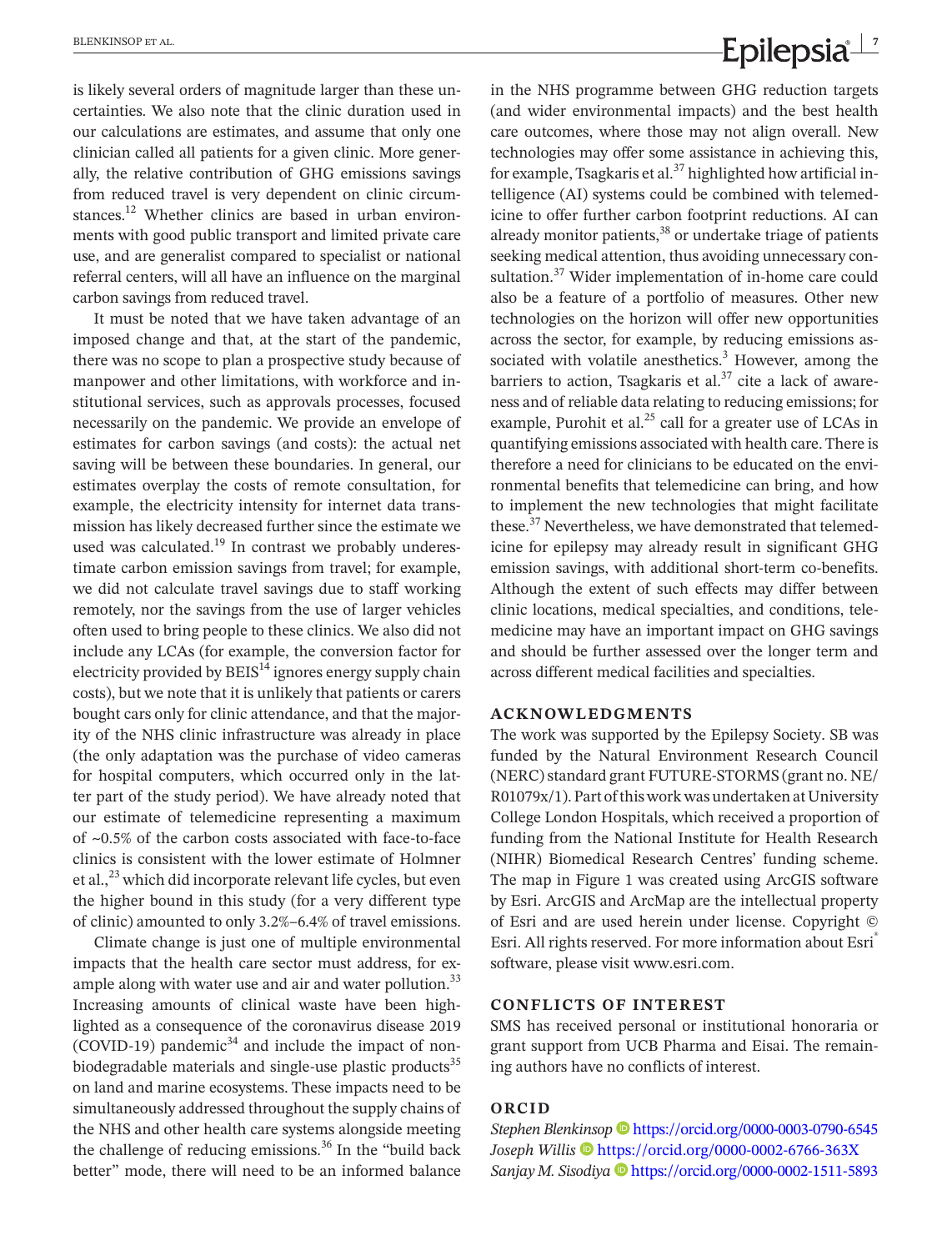is likely several orders of magnitude larger than these uncertainties. We also note that the clinic duration used in our calculations are estimates, and assume that only one clinician called all patients for a given clinic. More generally, the relative contribution of GHG emissions savings from reduced travel is very dependent on clinic circumstances.[12] Whether clinics are based in urban environments with good public transport and limited private care use, and are generalist compared to specialist or national referral centers, will all have an influence on the marginal carbon savings from reduced travel.

It must be noted that we have taken advantage of an imposed change and that, at the start of the pandemic, there was no scope to plan a prospective study because of manpower and other limitations, with workforce and institutional services, such as approvals processes, focused necessarily on the pandemic. We provide an envelope of estimates for carbon savings (and costs): the actual net saving will be between these boundaries. In general, our estimates overplay the costs of remote consultation, for example, the electricity intensity for internet data transmission has likely decreased further since the estimate we used was calculated.[19] In contrast we probably underestimate carbon emission savings from travel; for example, we did not calculate travel savings due to staff working remotely, nor the savings from the use of larger vehicles often used to bring people to these clinics. We also did not include any LCAs (for example, the conversion factor for electricity provided by BEIS[14] ignores energy supply chain costs), but we note that it is unlikely that patients or carers bought cars only for clinic attendance, and that the majority of the NHS clinic infrastructure was already in place (the only adaptation was the purchase of video cameras for hospital computers, which occurred only in the latter part of the study period). We have already noted that our estimate of telemedicine representing a maximum of ~0.5% of the carbon costs associated with face-to-face clinics is consistent with the lower estimate of Holmner et al.,[23] which did incorporate relevant life cycles, but even the higher bound in this study (for a very different type of clinic) amounted to only 3.2%–6.4% of travel emissions.

Climate change is just one of multiple environmental impacts that the health care sector must address, for example along with water use and air and water pollution.[33] Increasing amounts of clinical waste have been highlighted as a consequence of the coronavirus disease 2019 (COVID-19) pandemic[34] and include the impact of non-biodegradable materials and single-use plastic products[35] on land and marine ecosystems. These impacts need to be simultaneously addressed throughout the supply chains of the NHS and other health care systems alongside meeting the challenge of reducing emissions.[36] In the "build back better" mode, there will need to be an informed balance in the NHS programme between GHG reduction targets (and wider environmental impacts) and the best health care outcomes, where those may not align overall. New technologies may offer some assistance in achieving this, for example, Tsagkaris et al.[37] highlighted how artificial intelligence (AI) systems could be combined with telemedicine to offer further carbon footprint reductions. AI can already monitor patients,[38] or undertake triage of patients seeking medical attention, thus avoiding unnecessary consultation.[37] Wider implementation of in-home care could also be a feature of a portfolio of measures. Other new technologies on the horizon will offer new opportunities across the sector, for example, by reducing emissions associated with volatile anesthetics.[3] However, among the barriers to action, Tsagkaris et al.[37] cite a lack of awareness and of reliable data relating to reducing emissions; for example, Purohit et al.[25] call for a greater use of LCAs in quantifying emissions associated with health care. There is therefore a need for clinicians to be educated on the environmental benefits that telemedicine can bring, and how to implement the new technologies that might facilitate these.[37] Nevertheless, we have demonstrated that telemedicine for epilepsy may already result in significant GHG emission savings, with additional short-term co-benefits. Although the extent of such effects may differ between clinic locations, medical specialties, and conditions, telemedicine may have an important impact on GHG savings and should be further assessed over the longer term and across different medical facilities and specialties.

## ACKNOWLEDGMENTS

The work was supported by the Epilepsy Society. SB was funded by the Natural Environment Research Council (NERC) standard grant FUTURE-STORMS (grant no. NE/R01079x/1). Part of this work was undertaken at University College London Hospitals, which received a proportion of funding from the National Institute for Health Research (NIHR) Biomedical Research Centres' funding scheme. The map in Figure 1 was created using ArcGIS software by Esri. ArcGIS and ArcMap are the intellectual property of Esri and are used herein under license. Copyright © Esri. All rights reserved. For more information about Esri® software, please visit www.esri.com.

## CONFLICTS OF INTEREST

SMS has received personal or institutional honoraria or grant support from UCB Pharma and Eisai. The remaining authors have no conflicts of interest.

## ORCID

*Stephen Blenkinsop* https://orcid.org/0000-0003-0790-6545
*Joseph Willis* https://orcid.org/0000-0002-6766-363X
*Sanjay M. Sisodiya* https://orcid.org/0000-0002-1511-5893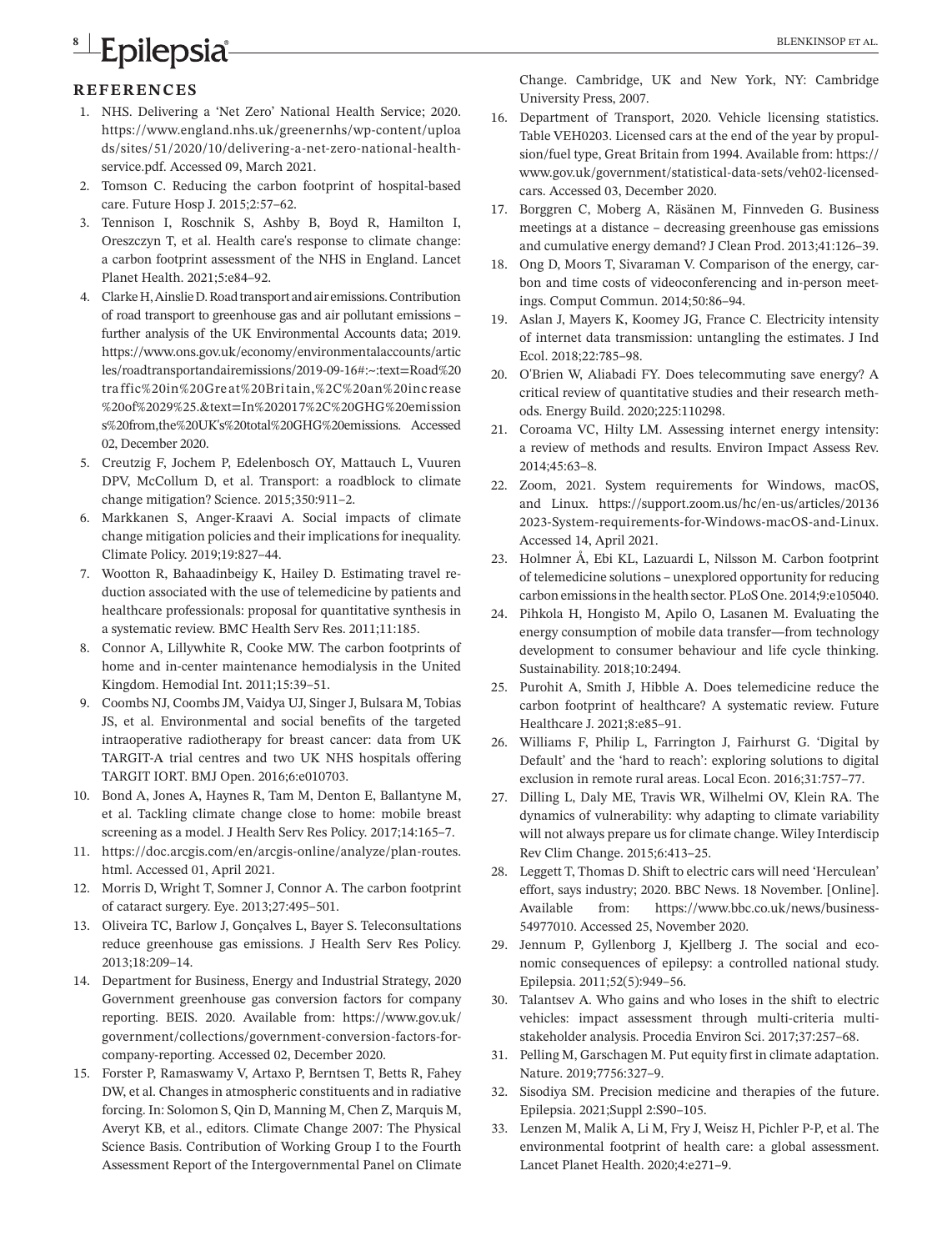## REFERENCES

1. NHS. Delivering a 'Net Zero' National Health Service; 2020. https://www.england.nhs.uk/greenernhs/wp-content/uploads/sites/51/2020/10/delivering-a-net-zero-national-health-service.pdf. Accessed 09, March 2021.
2. Tomson C. Reducing the carbon footprint of hospital-based care. Future Hosp J. 2015;2:57–62.
3. Tennison I, Roschnik S, Ashby B, Boyd R, Hamilton I, Oreszczyn T, et al. Health care's response to climate change: a carbon footprint assessment of the NHS in England. Lancet Planet Health. 2021;5:e84–92.
4. Clarke H, Ainslie D. Road transport and air emissions. Contribution of road transport to greenhouse gas and air pollutant emissions – further analysis of the UK Environmental Accounts data; 2019. https://www.ons.gov.uk/economy/environmentalaccounts/articles/roadtransportandairemissions/2019-09-16#:~:text=Road%20traffic%20in%20Great%20Britain,%2C%20an%20increase%20of%2029%25.&text=In%202017%2C%20GHG%20emissions%20from,the%20UK's%20total%20GHG%20emissions. Accessed 02, December 2020.
5. Creutzig F, Jochem P, Edelenbosch OY, Mattauch L, Vuuren DPV, McCollum D, et al. Transport: a roadblock to climate change mitigation? Science. 2015;350:911–2.
6. Markkanen S, Anger-Kraavi A. Social impacts of climate change mitigation policies and their implications for inequality. Climate Policy. 2019;19:827–44.
7. Wootton R, Bahaadinbeigy K, Hailey D. Estimating travel reduction associated with the use of telemedicine by patients and healthcare professionals: proposal for quantitative synthesis in a systematic review. BMC Health Serv Res. 2011;11:185.
8. Connor A, Lillywhite R, Cooke MW. The carbon footprints of home and in-center maintenance hemodialysis in the United Kingdom. Hemodial Int. 2011;15:39–51.
9. Coombs NJ, Coombs JM, Vaidya UJ, Singer J, Bulsara M, Tobias JS, et al. Environmental and social benefits of the targeted intraoperative radiotherapy for breast cancer: data from UK TARGIT-A trial centres and two UK NHS hospitals offering TARGIT IORT. BMJ Open. 2016;6:e010703.
10. Bond A, Jones A, Haynes R, Tam M, Denton E, Ballantyne M, et al. Tackling climate change close to home: mobile breast screening as a model. J Health Serv Res Policy. 2017;14:165–7.
11. https://doc.arcgis.com/en/arcgis-online/analyze/plan-routes.html. Accessed 01, April 2021.
12. Morris D, Wright T, Somner J, Connor A. The carbon footprint of cataract surgery. Eye. 2013;27:495–501.
13. Oliveira TC, Barlow J, Gonçalves L, Bayer S. Teleconsultations reduce greenhouse gas emissions. J Health Serv Res Policy. 2013;18:209–14.
14. Department for Business, Energy and Industrial Strategy, 2020 Government greenhouse gas conversion factors for company reporting. BEIS. 2020. Available from: https://www.gov.uk/government/collections/government-conversion-factors-for-company-reporting. Accessed 02, December 2020.
15. Forster P, Ramaswamy V, Artaxo P, Berntsen T, Betts R, Fahey DW, et al. Changes in atmospheric constituents and in radiative forcing. In: Solomon S, Qin D, Manning M, Chen Z, Marquis M, Averyt KB, et al., editors. Climate Change 2007: The Physical Science Basis. Contribution of Working Group I to the Fourth Assessment Report of the Intergovernmental Panel on Climate Change. Cambridge, UK and New York, NY: Cambridge University Press, 2007.
16. Department of Transport, 2020. Vehicle licensing statistics. Table VEH0203. Licensed cars at the end of the year by propulsion/fuel type, Great Britain from 1994. Available from: https://www.gov.uk/government/statistical-data-sets/veh02-licensed-cars. Accessed 03, December 2020.
17. Borggren C, Moberg A, Räsänen M, Finnveden G. Business meetings at a distance – decreasing greenhouse gas emissions and cumulative energy demand? J Clean Prod. 2013;41:126–39.
18. Ong D, Moors T, Sivaraman V. Comparison of the energy, carbon and time costs of videoconferencing and in-person meetings. Comput Commun. 2014;50:86–94.
19. Aslan J, Mayers K, Koomey JG, France C. Electricity intensity of internet data transmission: untangling the estimates. J Ind Ecol. 2018;22:785–98.
20. O'Brien W, Aliabadi FY. Does telecommuting save energy? A critical review of quantitative studies and their research methods. Energy Build. 2020;225:110298.
21. Coroama VC, Hilty LM. Assessing internet energy intensity: a review of methods and results. Environ Impact Assess Rev. 2014;45:63–8.
22. Zoom, 2021. System requirements for Windows, macOS, and Linux. https://support.zoom.us/hc/en-us/articles/201362023-System-requirements-for-Windows-macOS-and-Linux. Accessed 14, April 2021.
23. Holmner Å, Ebi KL, Lazuardi L, Nilsson M. Carbon footprint of telemedicine solutions – unexplored opportunity for reducing carbon emissions in the health sector. PLoS One. 2014;9:e105040.
24. Pihkola H, Hongisto M, Apilo O, Lasanen M. Evaluating the energy consumption of mobile data transfer—from technology development to consumer behaviour and life cycle thinking. Sustainability. 2018;10:2494.
25. Purohit A, Smith J, Hibble A. Does telemedicine reduce the carbon footprint of healthcare? A systematic review. Future Healthcare J. 2021;8:e85–91.
26. Williams F, Philip L, Farrington J, Fairhurst G. 'Digital by Default' and the 'hard to reach': exploring solutions to digital exclusion in remote rural areas. Local Econ. 2016;31:757–77.
27. Dilling L, Daly ME, Travis WR, Wilhelmi OV, Klein RA. The dynamics of vulnerability: why adapting to climate variability will not always prepare us for climate change. Wiley Interdiscip Rev Clim Change. 2015;6:413–25.
28. Leggett T, Thomas D. Shift to electric cars will need 'Herculean' effort, says industry; 2020. BBC News. 18 November. [Online]. Available from: https://www.bbc.co.uk/news/business-54977010. Accessed 25, November 2020.
29. Jennum P, Gyllenborg J, Kjellberg J. The social and economic consequences of epilepsy: a controlled national study. Epilepsia. 2011;52(5):949–56.
30. Talantsev A. Who gains and who loses in the shift to electric vehicles: impact assessment through multi-criteria multi-stakeholder analysis. Procedia Environ Sci. 2017;37:257–68.
31. Pelling M, Garschagen M. Put equity first in climate adaptation. Nature. 2019;7756:327–9.
32. Sisodiya SM. Precision medicine and therapies of the future. Epilepsia. 2021;Suppl 2:S90–105.
33. Lenzen M, Malik A, Li M, Fry J, Weisz H, Pichler P-P, et al. The environmental footprint of health care: a global assessment. Lancet Planet Health. 2020;4:e271–9.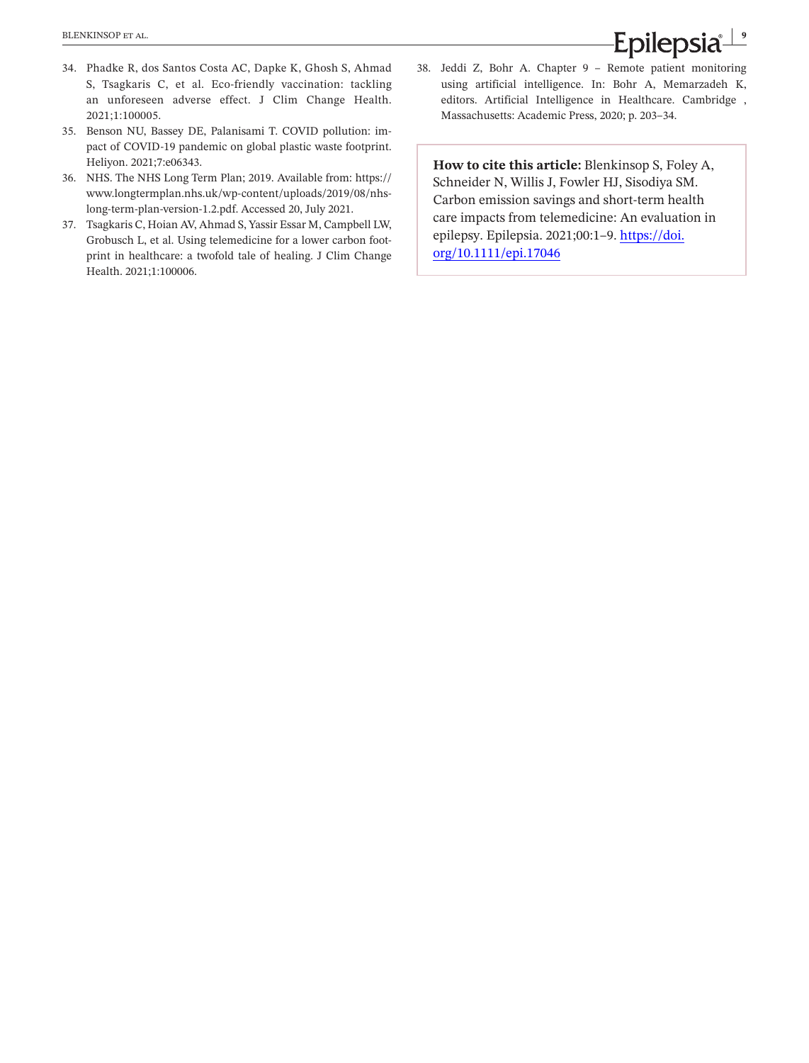34. Phadke R, dos Santos Costa AC, Dapke K, Ghosh S, Ahmad S, Tsagkaris C, et al. Eco-friendly vaccination: tackling an unforeseen adverse effect. J Clim Change Health. 2021;1:100005.
35. Benson NU, Bassey DE, Palanisami T. COVID pollution: impact of COVID-19 pandemic on global plastic waste footprint. Heliyon. 2021;7:e06343.
36. NHS. The NHS Long Term Plan; 2019. Available from: https://www.longtermplan.nhs.uk/wp-content/uploads/2019/08/nhs-long-term-plan-version-1.2.pdf. Accessed 20, July 2021.
37. Tsagkaris C, Hoian AV, Ahmad S, Yassir Essar M, Campbell LW, Grobusch L, et al. Using telemedicine for a lower carbon footprint in healthcare: a twofold tale of healing. J Clim Change Health. 2021;1:100006.
38. Jeddi Z, Bohr A. Chapter 9 – Remote patient monitoring using artificial intelligence. In: Bohr A, Memarzadeh K, editors. Artificial Intelligence in Healthcare. Cambridge , Massachusetts: Academic Press, 2020; p. 203–34.

**How to cite this article:** Blenkinsop S, Foley A, Schneider N, Willis J, Fowler HJ, Sisodiya SM. Carbon emission savings and short-term health care impacts from telemedicine: An evaluation in epilepsy. Epilepsia. 2021;00:1–9. https://doi.org/10.1111/epi.17046